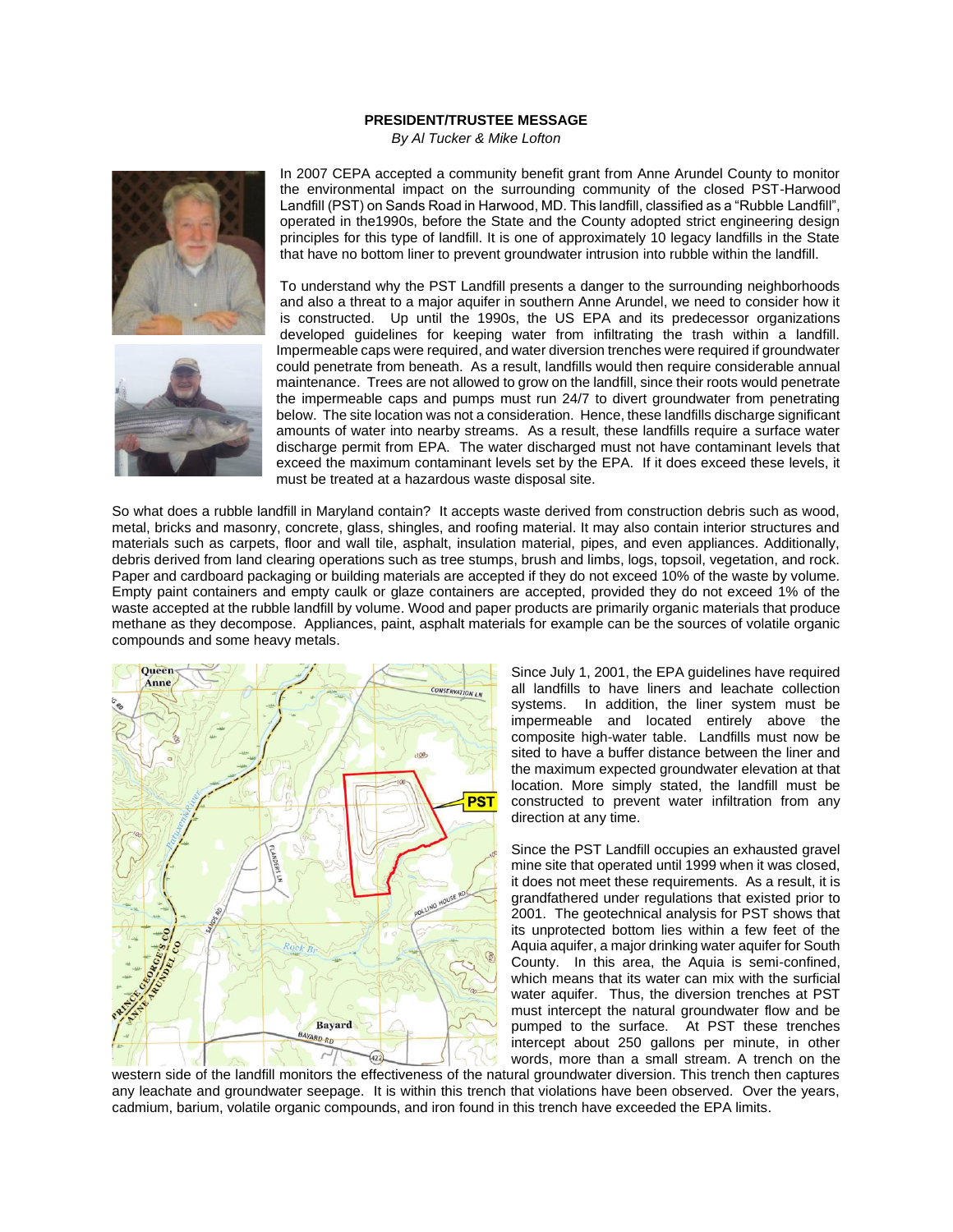## PRESIDENT/TRUSTEE MESSAGE

*By Al Tucker & Mike Lofton*

In 2007 CEPA accepted a community benefit grant from Anne Arundel County to monitor the environmental impact on the surrounding community of the closed PST-Harwood Landfill (PST) on Sands Road in Harwood, MD. This landfill, classified as a "Rubble Landfill", operated in the1990s, before the State and the County adopted strict engineering design principles for this type of landfill. It is one of approximately 10 legacy landfills in the State that have no bottom liner to prevent groundwater intrusion into rubble within the landfill.

To understand why the PST Landfill presents a danger to the surrounding neighborhoods and also a threat to a major aquifer in southern Anne Arundel, we need to consider how it is constructed. Up until the 1990s, the US EPA and its predecessor organizations developed guidelines for keeping water from infiltrating the trash within a landfill. Impermeable caps were required, and water diversion trenches were required if groundwater could penetrate from beneath. As a result, landfills would then require considerable annual maintenance. Trees are not allowed to grow on the landfill, since their roots would penetrate the impermeable caps and pumps must run 24/7 to divert groundwater from penetrating below. The site location was not a consideration. Hence, these landfills discharge significant amounts of water into nearby streams. As a result, these landfills require a surface water discharge permit from EPA. The water discharged must not have contaminant levels that exceed the maximum contaminant levels set by the EPA. If it does exceed these levels, it must be treated at a hazardous waste disposal site.

So what does a rubble landfill in Maryland contain? It accepts waste derived from construction debris such as wood, metal, bricks and masonry, concrete, glass, shingles, and roofing material. It may also contain interior structures and materials such as carpets, floor and wall tile, asphalt, insulation material, pipes, and even appliances. Additionally, debris derived from land clearing operations such as tree stumps, brush and limbs, logs, topsoil, vegetation, and rock. Paper and cardboard packaging or building materials are accepted if they do not exceed 10% of the waste by volume. Empty paint containers and empty caulk or glaze containers are accepted, provided they do not exceed 1% of the waste accepted at the rubble landfill by volume. Wood and paper products are primarily organic materials that produce methane as they decompose. Appliances, paint, asphalt materials for example can be the sources of volatile organic compounds and some heavy metals.

Since July 1, 2001, the EPA guidelines have required all landfills to have liners and leachate collection systems. In addition, the liner system must be impermeable and located entirely above the composite high-water table. Landfills must now be sited to have a buffer distance between the liner and the maximum expected groundwater elevation at that location. More simply stated, the landfill must be constructed to prevent water infiltration from any direction at any time.

Since the PST Landfill occupies an exhausted gravel mine site that operated until 1999 when it was closed, it does not meet these requirements. As a result, it is grandfathered under regulations that existed prior to 2001. The geotechnical analysis for PST shows that its unprotected bottom lies within a few feet of the Aquia aquifer, a major drinking water aquifer for South County. In this area, the Aquia is semi-confined, which means that its water can mix with the surficial water aquifer. Thus, the diversion trenches at PST must intercept the natural groundwater flow and be pumped to the surface. At PST these trenches intercept about 250 gallons per minute, in other words, more than a small stream. A trench on the western side of the landfill monitors the effectiveness of the natural groundwater diversion. This trench then captures any leachate and groundwater seepage. It is within this trench that violations have been observed. Over the years, cadmium, barium, volatile organic compounds, and iron found in this trench have exceeded the EPA limits.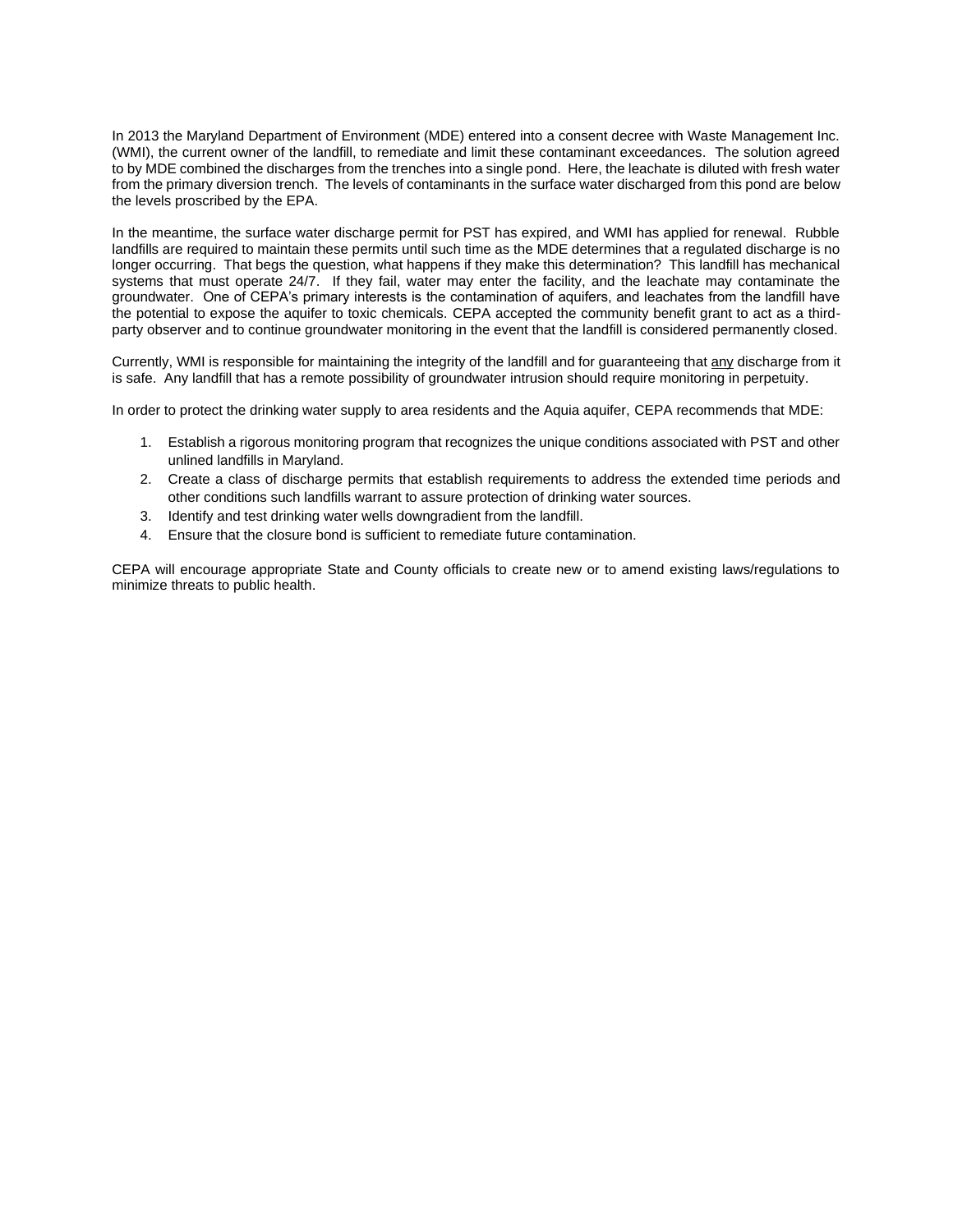In 2013 the Maryland Department of Environment (MDE) entered into a consent decree with Waste Management Inc. (WMI), the current owner of the landfill, to remediate and limit these contaminant exceedances. The solution agreed to by MDE combined the discharges from the trenches into a single pond. Here, the leachate is diluted with fresh water from the primary diversion trench. The levels of contaminants in the surface water discharged from this pond are below the levels proscribed by the EPA.

In the meantime, the surface water discharge permit for PST has expired, and WMI has applied for renewal. Rubble landfills are required to maintain these permits until such time as the MDE determines that a regulated discharge is no longer occurring. That begs the question, what happens if they make this determination? This landfill has mechanical systems that must operate 24/7. If they fail, water may enter the facility, and the leachate may contaminate the groundwater. One of CEPA's primary interests is the contamination of aquifers, and leachates from the landfill have the potential to expose the aquifer to toxic chemicals. CEPA accepted the community benefit grant to act as a third-party observer and to continue groundwater monitoring in the event that the landfill is considered permanently closed.

Currently, WMI is responsible for maintaining the integrity of the landfill and for guaranteeing that <u>any</u> discharge from it is safe. Any landfill that has a remote possibility of groundwater intrusion should require monitoring in perpetuity.

In order to protect the drinking water supply to area residents and the Aquia aquifer, CEPA recommends that MDE:

1. Establish a rigorous monitoring program that recognizes the unique conditions associated with PST and other unlined landfills in Maryland.
2. Create a class of discharge permits that establish requirements to address the extended time periods and other conditions such landfills warrant to assure protection of drinking water sources.
3. Identify and test drinking water wells downgradient from the landfill.
4. Ensure that the closure bond is sufficient to remediate future contamination.

CEPA will encourage appropriate State and County officials to create new or to amend existing laws/regulations to minimize threats to public health.